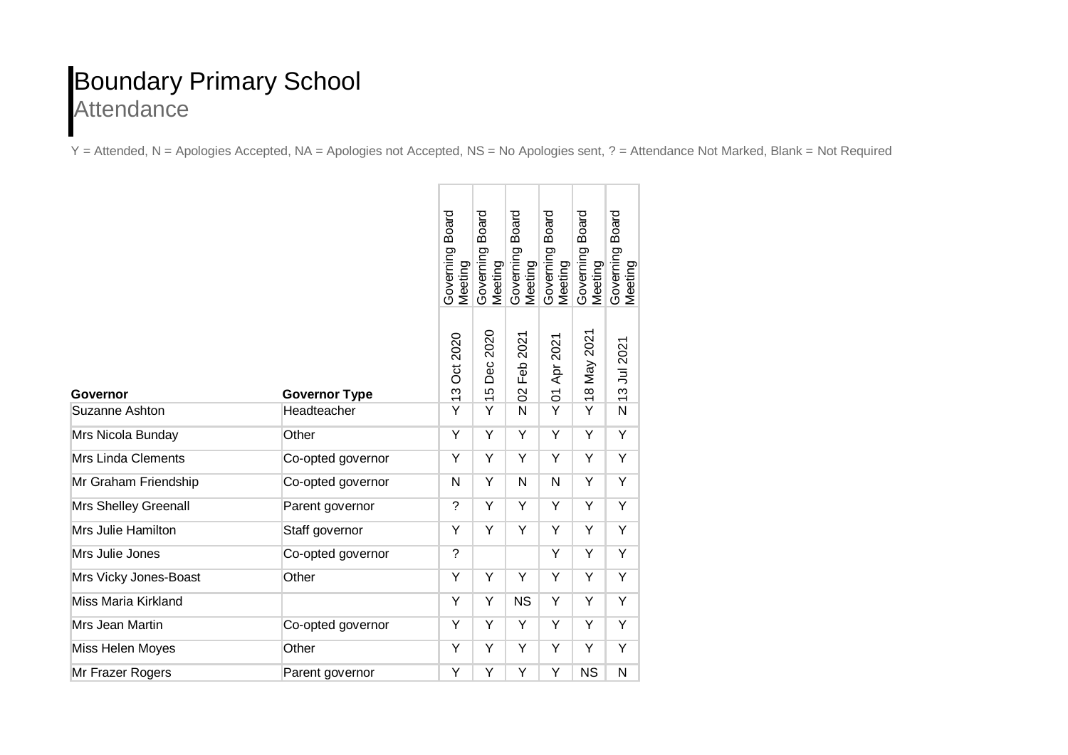# Boundary Primary School

## Attendance

Y = Attended, N = Apologies Accepted, NA = Apologies not Accepted, NS = No Apologies sent, ? = Attendance Not Marked, Blank = Not Required

| Governor | Governor Type | Governing Board Meeting 13 Oct 2020 | Governing Board Meeting 15 Dec 2020 | Governing Board Meeting 02 Feb 2021 | Governing Board Meeting 01 Apr 2021 | Governing Board Meeting 18 May 2021 | Governing Board Meeting 13 Jul 2021 |
|---|---|---|---|---|---|---|---|
| Suzanne Ashton | Headteacher | Y | Y | N | Y | Y | N |
| Mrs Nicola Bunday | Other | Y | Y | Y | Y | Y | Y |
| Mrs Linda Clements | Co-opted governor | Y | Y | Y | Y | Y | Y |
| Mr Graham Friendship | Co-opted governor | N | Y | N | N | Y | Y |
| Mrs Shelley Greenall | Parent governor | ? | Y | Y | Y | Y | Y |
| Mrs Julie Hamilton | Staff governor | Y | Y | Y | Y | Y | Y |
| Mrs Julie Jones | Co-opted governor | ? | | | Y | Y | Y |
| Mrs Vicky Jones-Boast | Other | Y | Y | Y | Y | Y | Y |
| Miss Maria Kirkland | | Y | Y | NS | Y | Y | Y |
| Mrs Jean Martin | Co-opted governor | Y | Y | Y | Y | Y | Y |
| Miss Helen Moyes | Other | Y | Y | Y | Y | Y | Y |
| Mr Frazer Rogers | Parent governor | Y | Y | Y | Y | NS | N |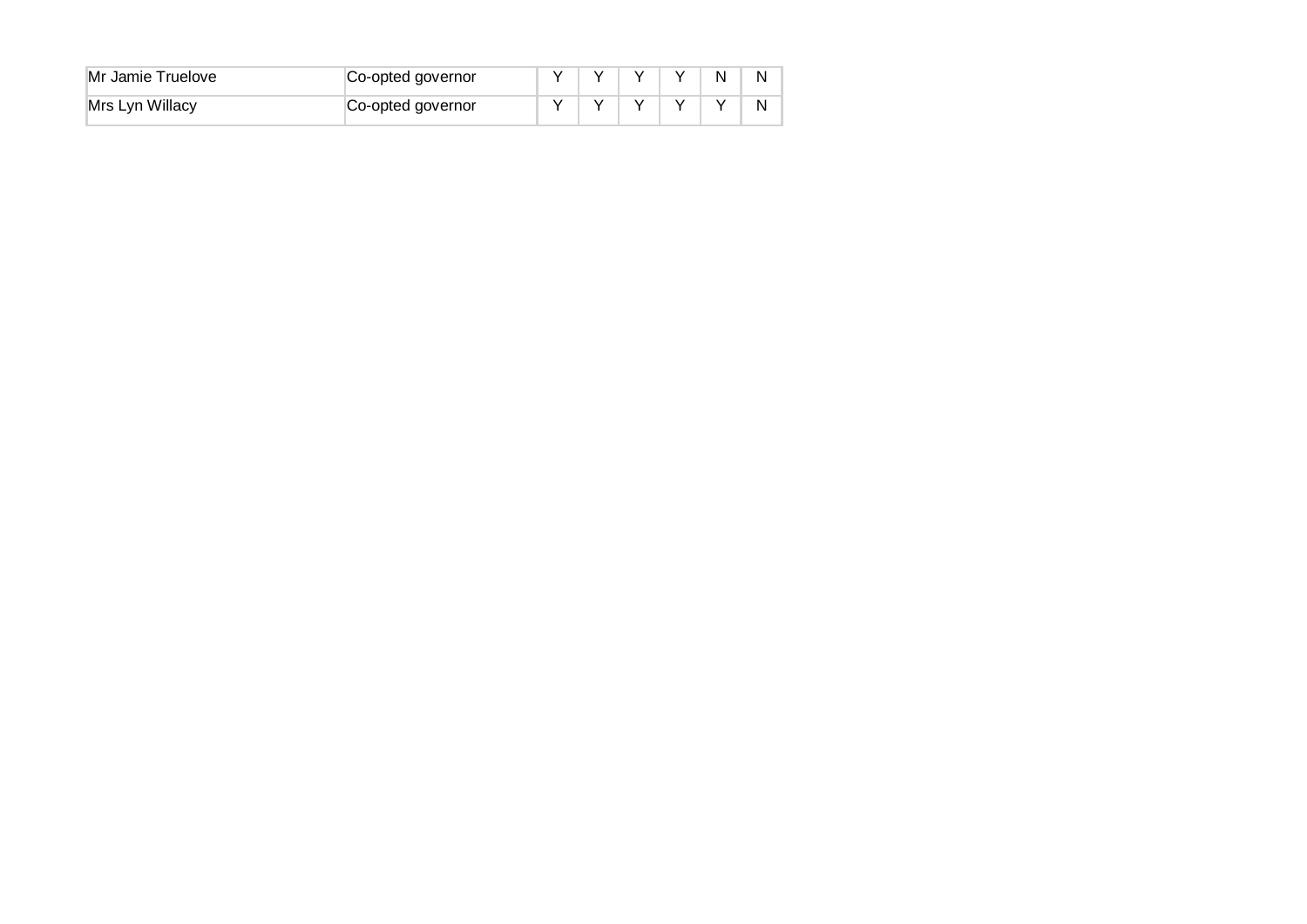| | | | | | | | |
|---|---|---|---|---|---|---|---|
| Mr Jamie Truelove | Co-opted governor | Y | Y | Y | Y | N | N |
| Mrs Lyn Willacy | Co-opted governor | Y | Y | Y | Y | Y | N |